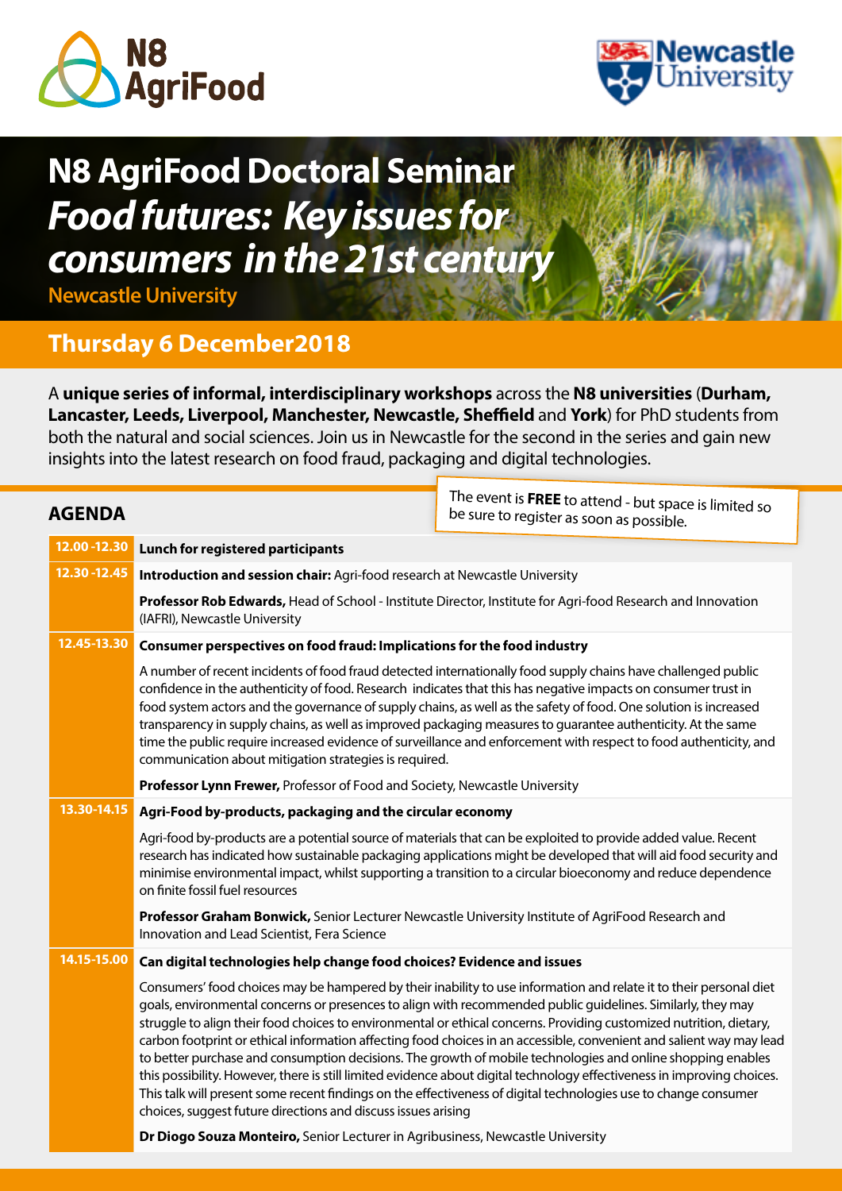# N8 AgriFood Doctoral Seminar

## *Food futures: Key issues for consumers in the 21st century*

**Newcastle University**

## Thursday 6 December2018

A **unique series of informal, interdisciplinary workshops** across the **N8 universities** (**Durham, Lancaster, Leeds, Liverpool, Manchester, Newcastle, Sheffield** and **York**) for PhD students from both the natural and social sciences. Join us in Newcastle for the second in the series and gain new insights into the latest research on food fraud, packaging and digital technologies.

The event is **FREE** to attend - but space is limited so be sure to register as soon as possible.

## AGENDA

| Time | Session |
|---|---|
| 12.00 -12.30 | **Lunch for registered participants** |
| 12.30 -12.45 | **Introduction and session chair:** Agri-food research at Newcastle University<br><br>**Professor Rob Edwards,** Head of School - Institute Director, Institute for Agri-food Research and Innovation (IAFRI), Newcastle University |
| 12.45-13.30 | **Consumer perspectives on food fraud: Implications for the food industry**<br><br>A number of recent incidents of food fraud detected internationally food supply chains have challenged public confidence in the authenticity of food. Research indicates that this has negative impacts on consumer trust in food system actors and the governance of supply chains, as well as the safety of food. One solution is increased transparency in supply chains, as well as improved packaging measures to guarantee authenticity. At the same time the public require increased evidence of surveillance and enforcement with respect to food authenticity, and communication about mitigation strategies is required.<br><br>**Professor Lynn Frewer,** Professor of Food and Society, Newcastle University |
| 13.30-14.15 | **Agri-Food by-products, packaging and the circular economy**<br><br>Agri-food by-products are a potential source of materials that can be exploited to provide added value. Recent research has indicated how sustainable packaging applications might be developed that will aid food security and minimise environmental impact, whilst supporting a transition to a circular bioeconomy and reduce dependence on finite fossil fuel resources<br><br>**Professor Graham Bonwick,** Senior Lecturer Newcastle University Institute of AgriFood Research and Innovation and Lead Scientist, Fera Science |
| 14.15-15.00 | **Can digital technologies help change food choices? Evidence and issues**<br><br>Consumers' food choices may be hampered by their inability to use information and relate it to their personal diet goals, environmental concerns or presences to align with recommended public guidelines. Similarly, they may struggle to align their food choices to environmental or ethical concerns. Providing customized nutrition, dietary, carbon footprint or ethical information affecting food choices in an accessible, convenient and salient way may lead to better purchase and consumption decisions. The growth of mobile technologies and online shopping enables this possibility. However, there is still limited evidence about digital technology effectiveness in improving choices. This talk will present some recent findings on the effectiveness of digital technologies use to change consumer choices, suggest future directions and discuss issues arising<br><br>**Dr Diogo Souza Monteiro,** Senior Lecturer in Agribusiness, Newcastle University |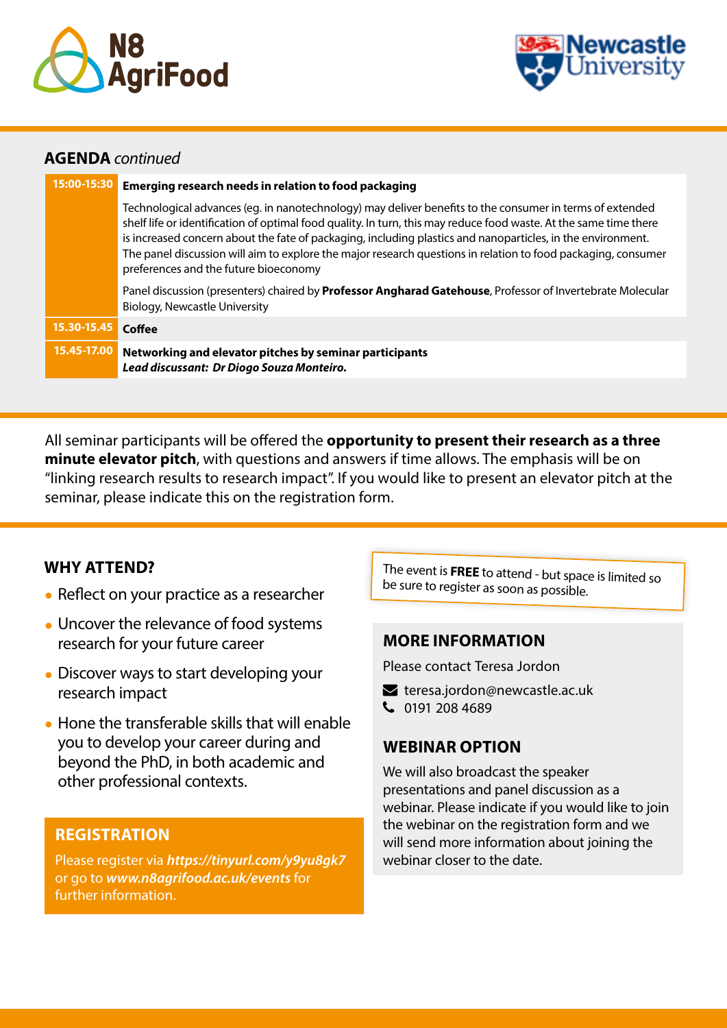## AGENDA *continued*

| | |
|---|---|
| 15:00-15:30 | **Emerging research needs in relation to food packaging**<br>Technological advances (eg. in nanotechnology) may deliver benefits to the consumer in terms of extended shelf life or identification of optimal food quality. In turn, this may reduce food waste. At the same time there is increased concern about the fate of packaging, including plastics and nanoparticles, in the environment. The panel discussion will aim to explore the major research questions in relation to food packaging, consumer preferences and the future bioeconomy<br>Panel discussion (presenters) chaired by **Professor Angharad Gatehouse**, Professor of Invertebrate Molecular Biology, Newcastle University |
| 15.30-15.45 | **Coffee** |
| 15.45-17.00 | **Networking and elevator pitches by seminar participants**<br>***Lead discussant: Dr Diogo Souza Monteiro.*** |

All seminar participants will be offered the **opportunity to present their research as a three minute elevator pitch**, with questions and answers if time allows. The emphasis will be on "linking research results to research impact". If you would like to present an elevator pitch at the seminar, please indicate this on the registration form.

## WHY ATTEND?

- Reflect on your practice as a researcher
- Uncover the relevance of food systems research for your future career
- Discover ways to start developing your research impact
- Hone the transferable skills that will enable you to develop your career during and beyond the PhD, in both academic and other professional contexts.

## REGISTRATION

Please register via ***https://tinyurl.com/y9yu8gk7*** or go to ***www.n8agrifood.ac.uk/events*** for further information.

The event is **FREE** to attend - but space is limited so be sure to register as soon as possible.

## MORE INFORMATION

Please contact Teresa Jordon

teresa.jordon@newcastle.ac.uk
0191 208 4689

## WEBINAR OPTION

We will also broadcast the speaker presentations and panel discussion as a webinar. Please indicate if you would like to join the webinar on the registration form and we will send more information about joining the webinar closer to the date.